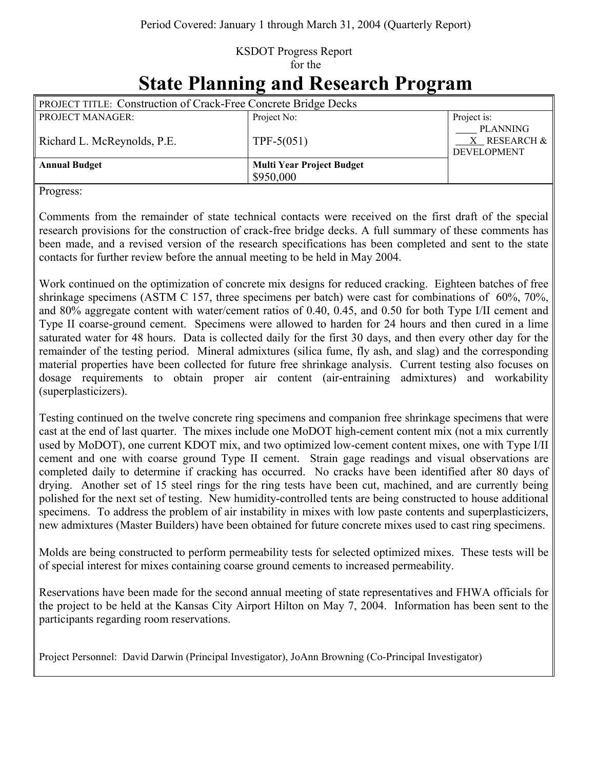Period Covered: January 1 through March 31, 2004 (Quarterly Report)

KSDOT Progress Report
for the

# State Planning and Research Program

| PROJECT TITLE: Construction of Crack-Free Concrete Bridge Decks | | |
|---|---|---|
| PROJECT MANAGER:<br><br>Richard L. McReynolds, P.E. | Project No:<br><br>TPF-5(051) | Project is:<br>____ PLANNING<br>__X__ RESEARCH & DEVELOPMENT |
| **Annual Budget** | **Multi Year Project Budget**<br>$950,000 | |

Progress:

Comments from the remainder of state technical contacts were received on the first draft of the special research provisions for the construction of crack-free bridge decks. A full summary of these comments has been made, and a revised version of the research specifications has been completed and sent to the state contacts for further review before the annual meeting to be held in May 2004.

Work continued on the optimization of concrete mix designs for reduced cracking. Eighteen batches of free shrinkage specimens (ASTM C 157, three specimens per batch) were cast for combinations of 60%, 70%, and 80% aggregate content with water/cement ratios of 0.40, 0.45, and 0.50 for both Type I/II cement and Type II coarse-ground cement. Specimens were allowed to harden for 24 hours and then cured in a lime saturated water for 48 hours. Data is collected daily for the first 30 days, and then every other day for the remainder of the testing period. Mineral admixtures (silica fume, fly ash, and slag) and the corresponding material properties have been collected for future free shrinkage analysis. Current testing also focuses on dosage requirements to obtain proper air content (air-entraining admixtures) and workability (superplasticizers).

Testing continued on the twelve concrete ring specimens and companion free shrinkage specimens that were cast at the end of last quarter. The mixes include one MoDOT high-cement content mix (not a mix currently used by MoDOT), one current KDOT mix, and two optimized low-cement content mixes, one with Type I/II cement and one with coarse ground Type II cement. Strain gage readings and visual observations are completed daily to determine if cracking has occurred. No cracks have been identified after 80 days of drying. Another set of 15 steel rings for the ring tests have been cut, machined, and are currently being polished for the next set of testing. New humidity-controlled tents are being constructed to house additional specimens. To address the problem of air instability in mixes with low paste contents and superplasticizers, new admixtures (Master Builders) have been obtained for future concrete mixes used to cast ring specimens.

Molds are being constructed to perform permeability tests for selected optimized mixes. These tests will be of special interest for mixes containing coarse ground cements to increased permeability.

Reservations have been made for the second annual meeting of state representatives and FHWA officials for the project to be held at the Kansas City Airport Hilton on May 7, 2004. Information has been sent to the participants regarding room reservations.

Project Personnel: David Darwin (Principal Investigator), JoAnn Browning (Co-Principal Investigator)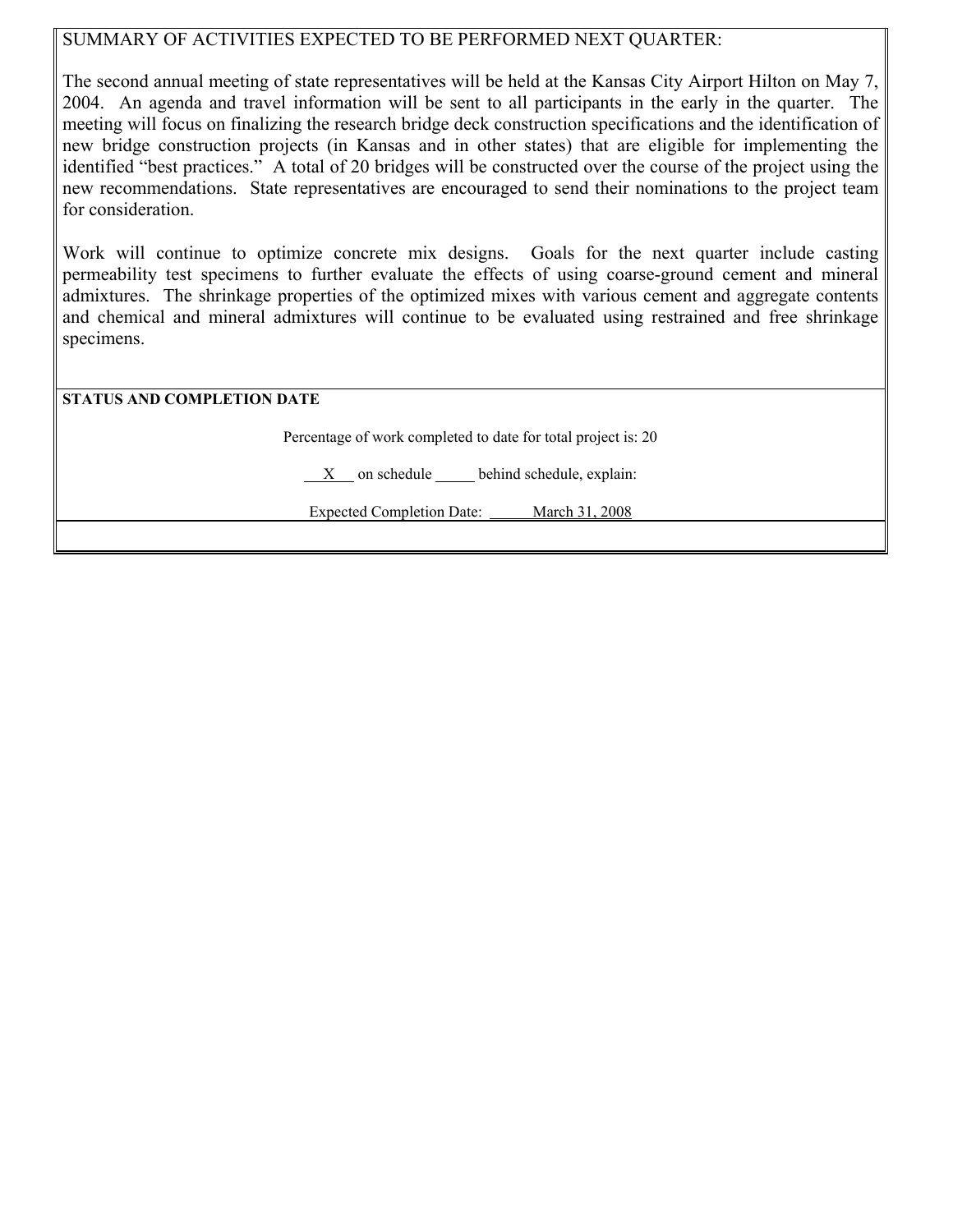SUMMARY OF ACTIVITIES EXPECTED TO BE PERFORMED NEXT QUARTER:

The second annual meeting of state representatives will be held at the Kansas City Airport Hilton on May 7, 2004. An agenda and travel information will be sent to all participants in the early in the quarter. The meeting will focus on finalizing the research bridge deck construction specifications and the identification of new bridge construction projects (in Kansas and in other states) that are eligible for implementing the identified "best practices." A total of 20 bridges will be constructed over the course of the project using the new recommendations. State representatives are encouraged to send their nominations to the project team for consideration.

Work will continue to optimize concrete mix designs. Goals for the next quarter include casting permeability test specimens to further evaluate the effects of using coarse-ground cement and mineral admixtures. The shrinkage properties of the optimized mixes with various cement and aggregate contents and chemical and mineral admixtures will continue to be evaluated using restrained and free shrinkage specimens.

**STATUS AND COMPLETION DATE**

Percentage of work completed to date for total project is: 20

\_\_X\_\_ on schedule \_\_\_\_\_ behind schedule, explain:

Expected Completion Date: March 31, 2008